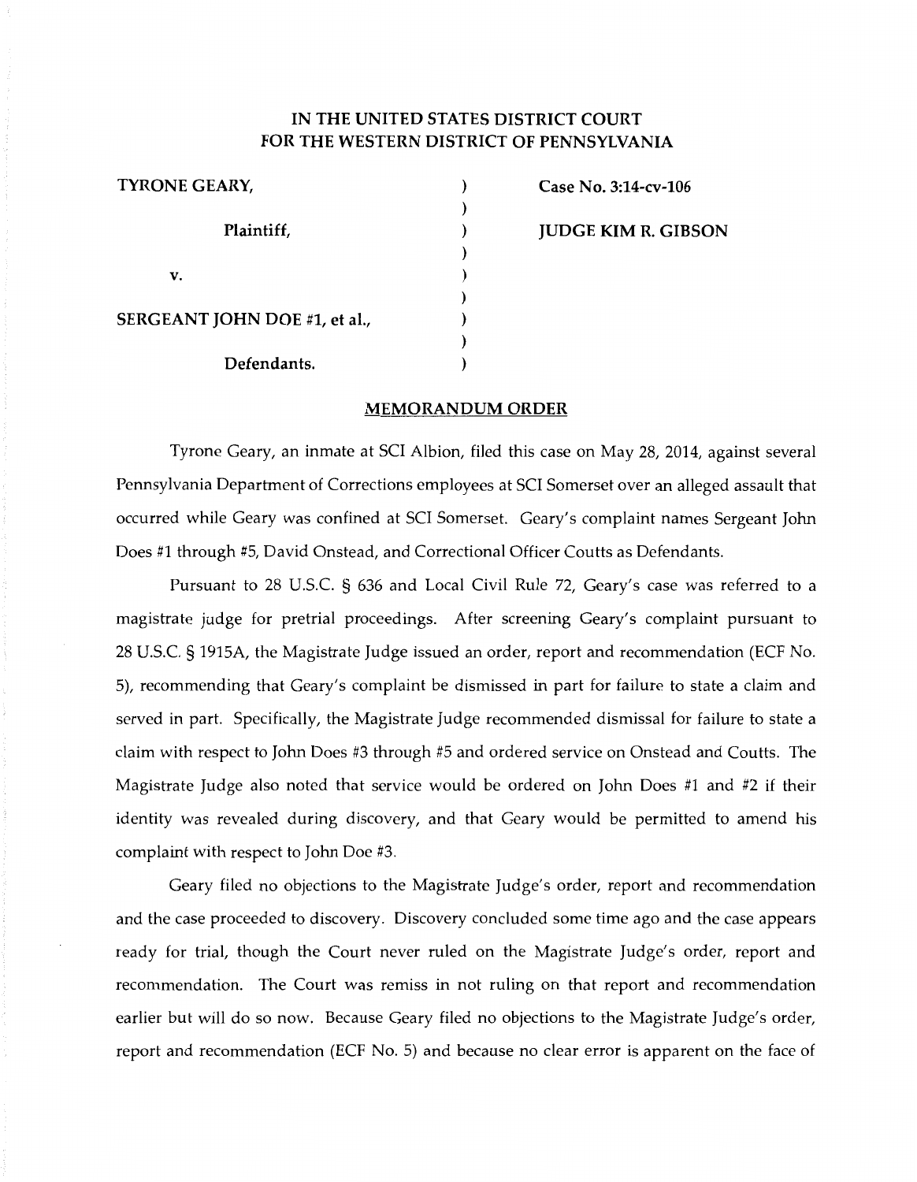# IN THE UNITED STATES DISTRICT COURT FOR THE WESTERN DISTRICT OF PENNSYLVANIA

| | | |
|---|---|---|
| TYRONE GEARY, | ) | Case No. 3:14-cv-106 |
| Plaintiff, | ) | JUDGE KIM R. GIBSON |
| v. | ) | |
| SERGEANT JOHN DOE #1, et al., | ) | |
| Defendants. | ) | |

## MEMORANDUM ORDER

Tyrone Geary, an inmate at SCI Albion, filed this case on May 28, 2014, against several Pennsylvania Department of Corrections employees at SCI Somerset over an alleged assault that occurred while Geary was confined at SCI Somerset. Geary's complaint names Sergeant John Does #1 through #5, David Onstead, and Correctional Officer Coutts as Defendants.

Pursuant to 28 U.S.C. § 636 and Local Civil Rule 72, Geary's case was referred to a magistrate judge for pretrial proceedings. After screening Geary's complaint pursuant to 28 U.S.C. § 1915A, the Magistrate Judge issued an order, report and recommendation (ECF No. 5), recommending that Geary's complaint be dismissed in part for failure to state a claim and served in part. Specifically, the Magistrate Judge recommended dismissal for failure to state a claim with respect to John Does #3 through #5 and ordered service on Onstead and Coutts. The Magistrate Judge also noted that service would be ordered on John Does #1 and #2 if their identity was revealed during discovery, and that Geary would be permitted to amend his complaint with respect to John Doe #3.

Geary filed no objections to the Magistrate Judge's order, report and recommendation and the case proceeded to discovery. Discovery concluded some time ago and the case appears ready for trial, though the Court never ruled on the Magistrate Judge's order, report and recommendation. The Court was remiss in not ruling on that report and recommendation earlier but will do so now. Because Geary filed no objections to the Magistrate Judge's order, report and recommendation (ECF No. 5) and because no clear error is apparent on the face of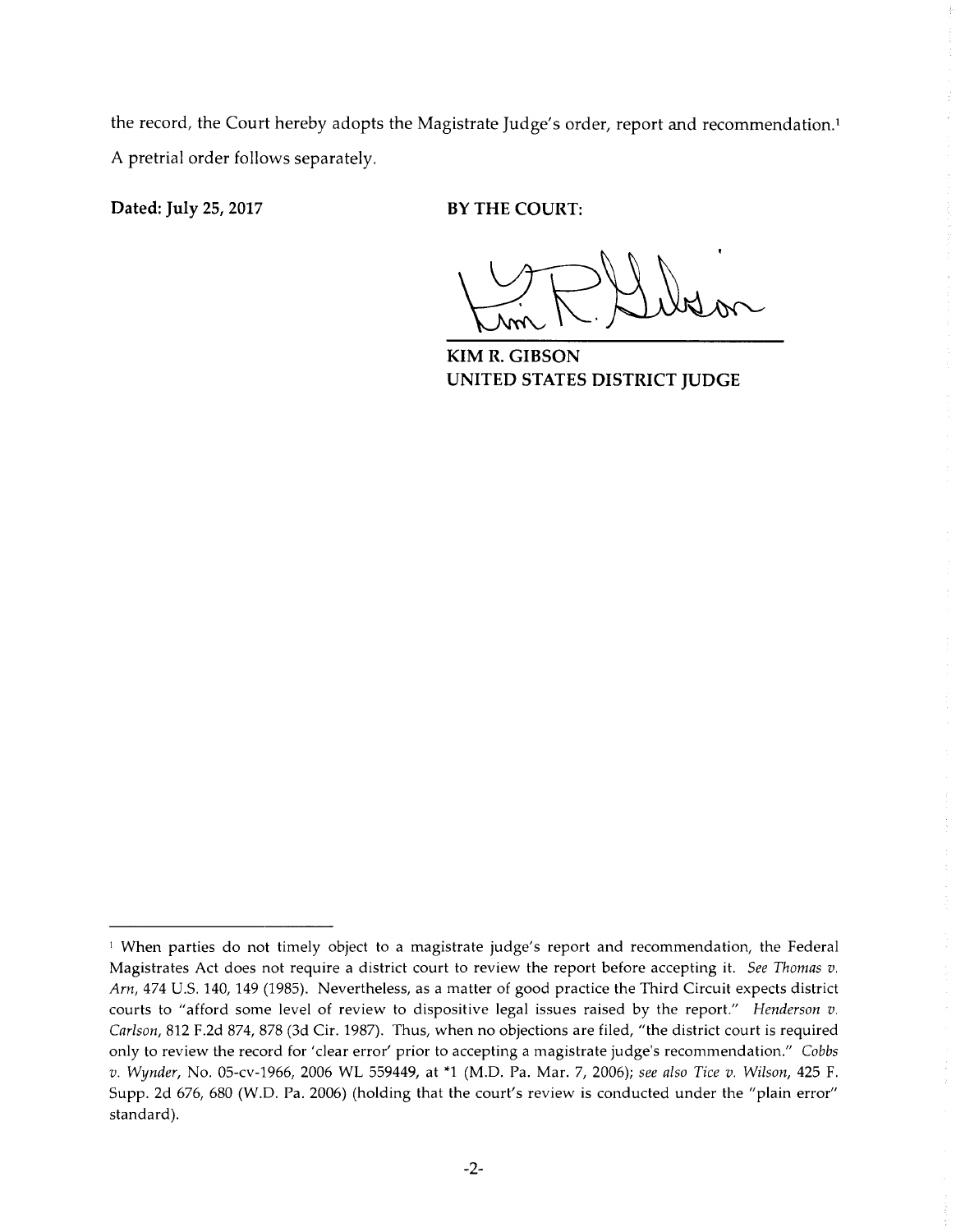the record, the Court hereby adopts the Magistrate Judge's order, report and recommendation.[1] A pretrial order follows separately.

**Dated: July 25, 2017**

**BY THE COURT:**

**KIM R. GIBSON**
**UNITED STATES DISTRICT JUDGE**

---

[1] When parties do not timely object to a magistrate judge's report and recommendation, the Federal Magistrates Act does not require a district court to review the report before accepting it. *See Thomas v. Arn*, 474 U.S. 140, 149 (1985). Nevertheless, as a matter of good practice the Third Circuit expects district courts to "afford some level of review to dispositive legal issues raised by the report." *Henderson v. Carlson*, 812 F.2d 874, 878 (3d Cir. 1987). Thus, when no objections are filed, "the district court is required only to review the record for 'clear error' prior to accepting a magistrate judge's recommendation." *Cobbs v. Wynder*, No. 05-cv-1966, 2006 WL 559449, at *1 (M.D. Pa. Mar. 7, 2006); *see also Tice v. Wilson*, 425 F. Supp. 2d 676, 680 (W.D. Pa. 2006) (holding that the court's review is conducted under the "plain error" standard).